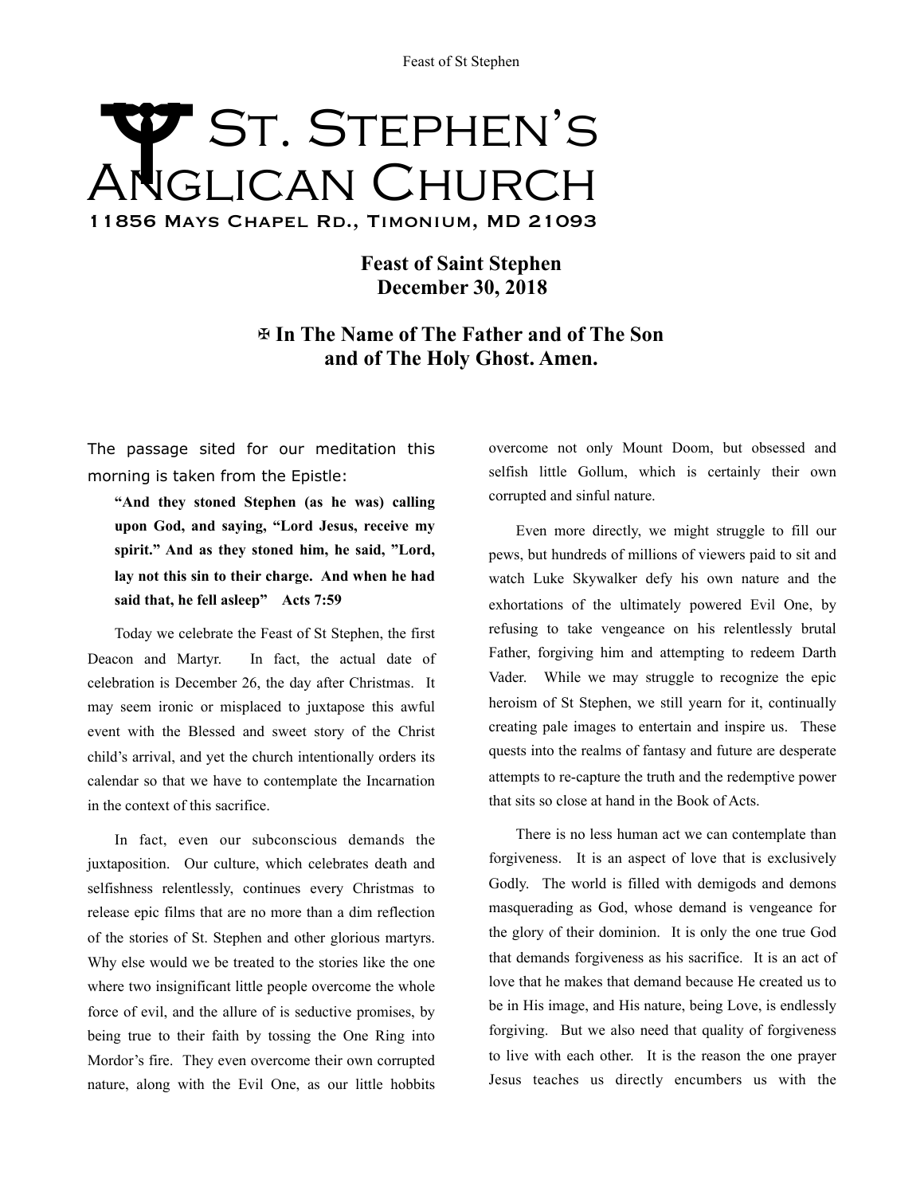# St. Stephen's Anglican Church

11856 Mays Chapel Rd., Timonium, MD 21093

**Feast of Saint Stephen**
**December 30, 2018**

**✠ In The Name of The Father and of The Son and of The Holy Ghost. Amen.**

The passage sited for our meditation this morning is taken from the Epistle:

> **"And they stoned Stephen (as he was) calling upon God, and saying, "Lord Jesus, receive my spirit." And as they stoned him, he said, "Lord, lay not this sin to their charge. And when he had said that, he fell asleep" Acts 7:59**

Today we celebrate the Feast of St Stephen, the first Deacon and Martyr. In fact, the actual date of celebration is December 26, the day after Christmas. It may seem ironic or misplaced to juxtapose this awful event with the Blessed and sweet story of the Christ child's arrival, and yet the church intentionally orders its calendar so that we have to contemplate the Incarnation in the context of this sacrifice.

In fact, even our subconscious demands the juxtaposition. Our culture, which celebrates death and selfishness relentlessly, continues every Christmas to release epic films that are no more than a dim reflection of the stories of St. Stephen and other glorious martyrs. Why else would we be treated to the stories like the one where two insignificant little people overcome the whole force of evil, and the allure of is seductive promises, by being true to their faith by tossing the One Ring into Mordor's fire. They even overcome their own corrupted nature, along with the Evil One, as our little hobbits overcome not only Mount Doom, but obsessed and selfish little Gollum, which is certainly their own corrupted and sinful nature.

Even more directly, we might struggle to fill our pews, but hundreds of millions of viewers paid to sit and watch Luke Skywalker defy his own nature and the exhortations of the ultimately powered Evil One, by refusing to take vengeance on his relentlessly brutal Father, forgiving him and attempting to redeem Darth Vader. While we may struggle to recognize the epic heroism of St Stephen, we still yearn for it, continually creating pale images to entertain and inspire us. These quests into the realms of fantasy and future are desperate attempts to re-capture the truth and the redemptive power that sits so close at hand in the Book of Acts.

There is no less human act we can contemplate than forgiveness. It is an aspect of love that is exclusively Godly. The world is filled with demigods and demons masquerading as God, whose demand is vengeance for the glory of their dominion. It is only the one true God that demands forgiveness as his sacrifice. It is an act of love that he makes that demand because He created us to be in His image, and His nature, being Love, is endlessly forgiving. But we also need that quality of forgiveness to live with each other. It is the reason the one prayer Jesus teaches us directly encumbers us with the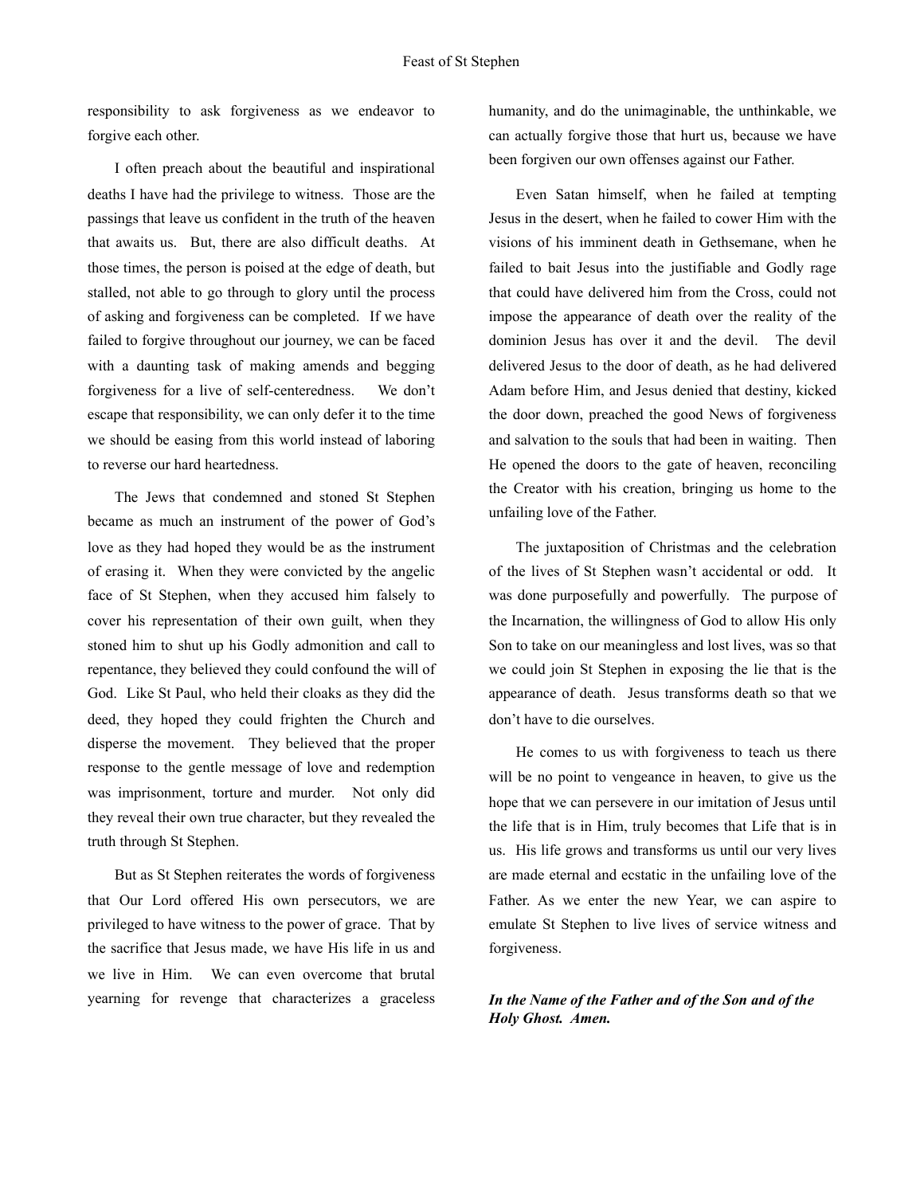responsibility to ask forgiveness as we endeavor to forgive each other.

I often preach about the beautiful and inspirational deaths I have had the privilege to witness. Those are the passings that leave us confident in the truth of the heaven that awaits us. But, there are also difficult deaths. At those times, the person is poised at the edge of death, but stalled, not able to go through to glory until the process of asking and forgiveness can be completed. If we have failed to forgive throughout our journey, we can be faced with a daunting task of making amends and begging forgiveness for a live of self-centeredness. We don't escape that responsibility, we can only defer it to the time we should be easing from this world instead of laboring to reverse our hard heartedness.

The Jews that condemned and stoned St Stephen became as much an instrument of the power of God's love as they had hoped they would be as the instrument of erasing it. When they were convicted by the angelic face of St Stephen, when they accused him falsely to cover his representation of their own guilt, when they stoned him to shut up his Godly admonition and call to repentance, they believed they could confound the will of God. Like St Paul, who held their cloaks as they did the deed, they hoped they could frighten the Church and disperse the movement. They believed that the proper response to the gentle message of love and redemption was imprisonment, torture and murder. Not only did they reveal their own true character, but they revealed the truth through St Stephen.

But as St Stephen reiterates the words of forgiveness that Our Lord offered His own persecutors, we are privileged to have witness to the power of grace. That by the sacrifice that Jesus made, we have His life in us and we live in Him. We can even overcome that brutal yearning for revenge that characterizes a graceless humanity, and do the unimaginable, the unthinkable, we can actually forgive those that hurt us, because we have been forgiven our own offenses against our Father.

Even Satan himself, when he failed at tempting Jesus in the desert, when he failed to cower Him with the visions of his imminent death in Gethsemane, when he failed to bait Jesus into the justifiable and Godly rage that could have delivered him from the Cross, could not impose the appearance of death over the reality of the dominion Jesus has over it and the devil. The devil delivered Jesus to the door of death, as he had delivered Adam before Him, and Jesus denied that destiny, kicked the door down, preached the good News of forgiveness and salvation to the souls that had been in waiting. Then He opened the doors to the gate of heaven, reconciling the Creator with his creation, bringing us home to the unfailing love of the Father.

The juxtaposition of Christmas and the celebration of the lives of St Stephen wasn't accidental or odd. It was done purposefully and powerfully. The purpose of the Incarnation, the willingness of God to allow His only Son to take on our meaningless and lost lives, was so that we could join St Stephen in exposing the lie that is the appearance of death. Jesus transforms death so that we don't have to die ourselves.

He comes to us with forgiveness to teach us there will be no point to vengeance in heaven, to give us the hope that we can persevere in our imitation of Jesus until the life that is in Him, truly becomes that Life that is in us. His life grows and transforms us until our very lives are made eternal and ecstatic in the unfailing love of the Father. As we enter the new Year, we can aspire to emulate St Stephen to live lives of service witness and forgiveness.

***In the Name of the Father and of the Son and of the Holy Ghost. Amen.***